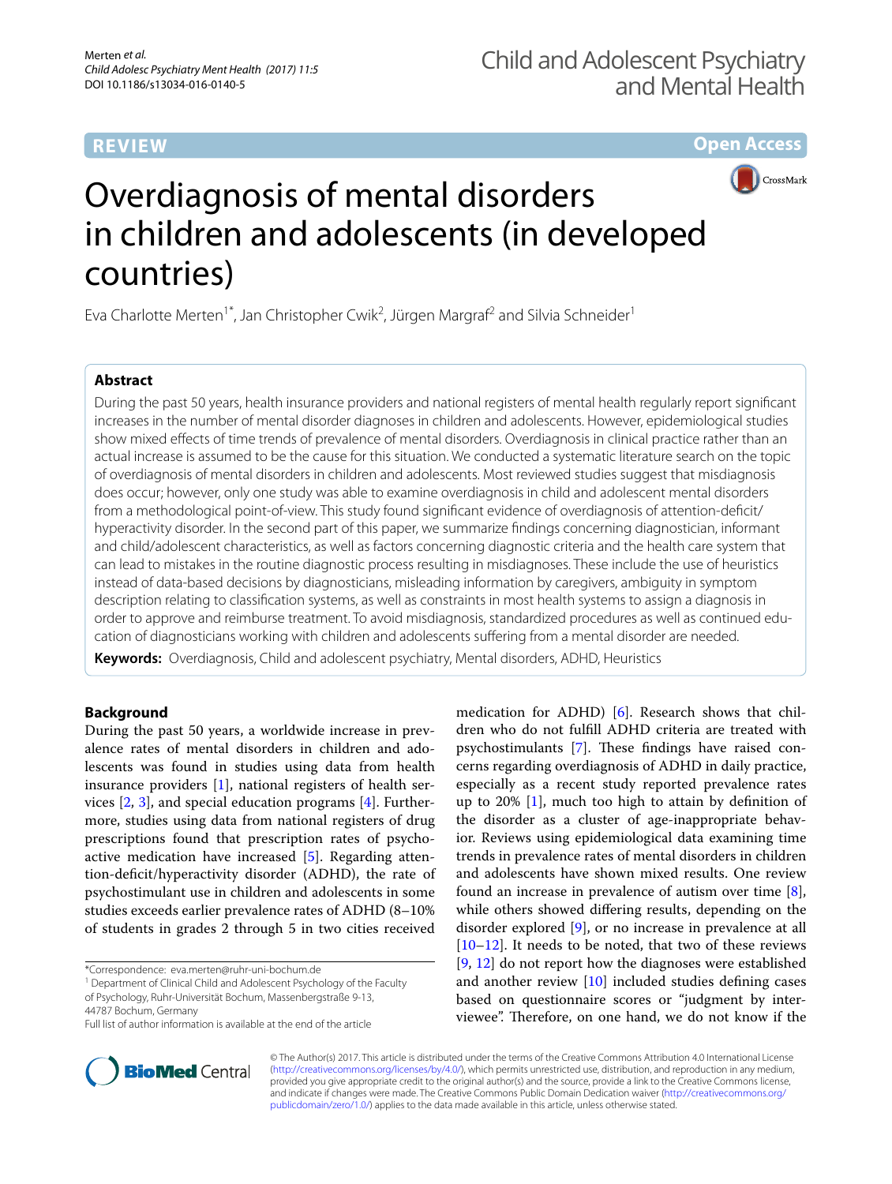**REVIEW**

**Open Access**

# Overdiagnosis of mental disorders in children and adolescents (in developed countries)

Eva Charlotte Merten[1*], Jan Christopher Cwik[2], Jürgen Margraf[2] and Silvia Schneider[1]

## Abstract

During the past 50 years, health insurance providers and national registers of mental health regularly report significant increases in the number of mental disorder diagnoses in children and adolescents. However, epidemiological studies show mixed effects of time trends of prevalence of mental disorders. Overdiagnosis in clinical practice rather than an actual increase is assumed to be the cause for this situation. We conducted a systematic literature search on the topic of overdiagnosis of mental disorders in children and adolescents. Most reviewed studies suggest that misdiagnosis does occur; however, only one study was able to examine overdiagnosis in child and adolescent mental disorders from a methodological point-of-view. This study found significant evidence of overdiagnosis of attention-deficit/hyperactivity disorder. In the second part of this paper, we summarize findings concerning diagnostician, informant and child/adolescent characteristics, as well as factors concerning diagnostic criteria and the health care system that can lead to mistakes in the routine diagnostic process resulting in misdiagnoses. These include the use of heuristics instead of data-based decisions by diagnosticians, misleading information by caregivers, ambiguity in symptom description relating to classification systems, as well as constraints in most health systems to assign a diagnosis in order to approve and reimburse treatment. To avoid misdiagnosis, standardized procedures as well as continued education of diagnosticians working with children and adolescents suffering from a mental disorder are needed.

**Keywords:** Overdiagnosis, Child and adolescent psychiatry, Mental disorders, ADHD, Heuristics

## Background

During the past 50 years, a worldwide increase in prevalence rates of mental disorders in children and adolescents was found in studies using data from health insurance providers [1], national registers of health services [2, 3], and special education programs [4]. Furthermore, studies using data from national registers of drug prescriptions found that prescription rates of psychoactive medication have increased [5]. Regarding attention-deficit/hyperactivity disorder (ADHD), the rate of psychostimulant use in children and adolescents in some studies exceeds earlier prevalence rates of ADHD (8–10% of students in grades 2 through 5 in two cities received medication for ADHD) [6]. Research shows that children who do not fulfill ADHD criteria are treated with psychostimulants [7]. These findings have raised concerns regarding overdiagnosis of ADHD in daily practice, especially as a recent study reported prevalence rates up to 20% [1], much too high to attain by definition of the disorder as a cluster of age-inappropriate behavior. Reviews using epidemiological data examining time trends in prevalence rates of mental disorders in children and adolescents have shown mixed results. One review found an increase in prevalence of autism over time [8], while others showed differing results, depending on the disorder explored [9], or no increase in prevalence at all [10–12]. It needs to be noted, that two of these reviews [9, 12] do not report how the diagnoses were established and another review [10] included studies defining cases based on questionnaire scores or "judgment by interviewee". Therefore, on one hand, we do not know if the

*Correspondence: eva.merten@ruhr-uni-bochum.de
[1] Department of Clinical Child and Adolescent Psychology of the Faculty of Psychology, Ruhr-Universität Bochum, Massenbergstraße 9-13, 44787 Bochum, Germany
Full list of author information is available at the end of the article

© The Author(s) 2017. This article is distributed under the terms of the Creative Commons Attribution 4.0 International License (http://creativecommons.org/licenses/by/4.0/), which permits unrestricted use, distribution, and reproduction in any medium, provided you give appropriate credit to the original author(s) and the source, provide a link to the Creative Commons license, and indicate if changes were made. The Creative Commons Public Domain Dedication waiver (http://creativecommons.org/publicdomain/zero/1.0/) applies to the data made available in this article, unless otherwise stated.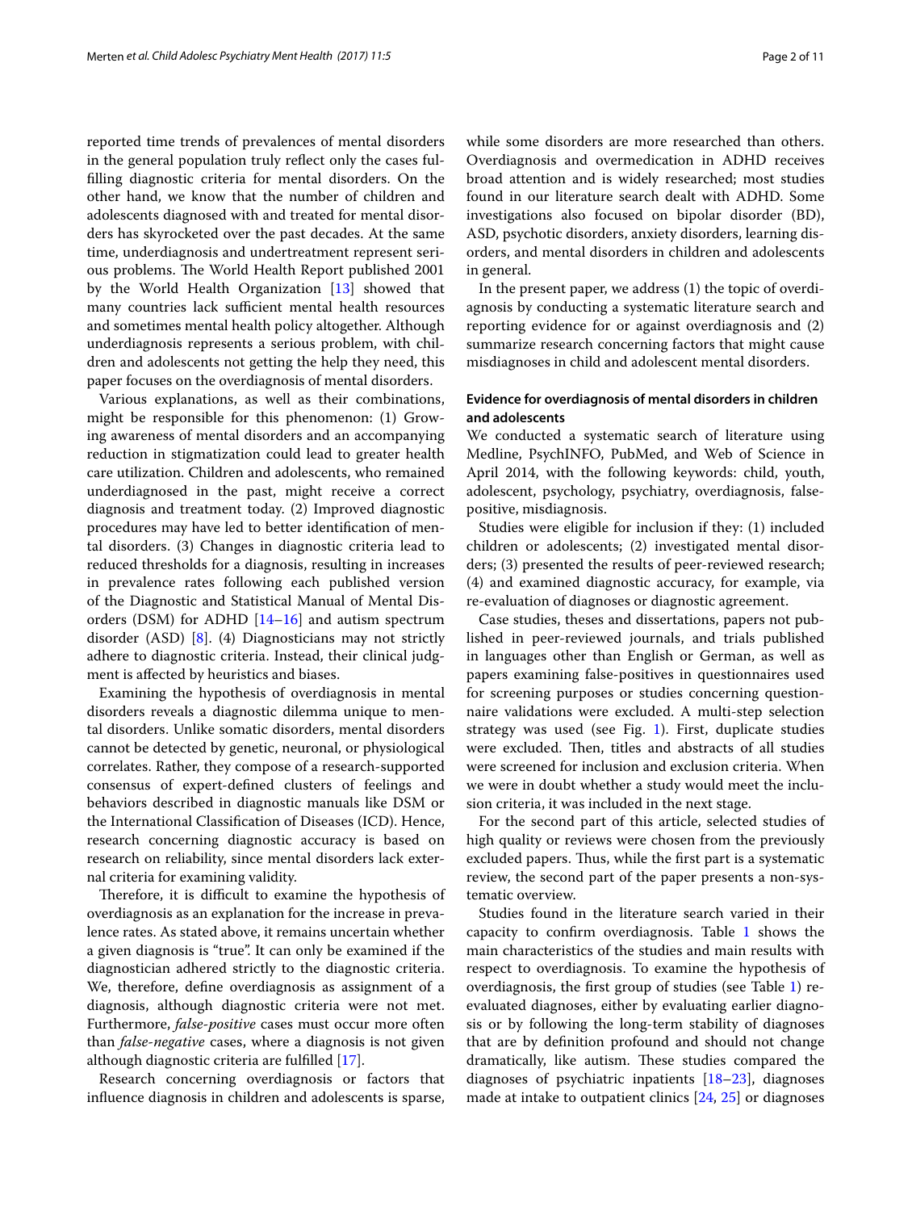reported time trends of prevalences of mental disorders in the general population truly reflect only the cases fulfilling diagnostic criteria for mental disorders. On the other hand, we know that the number of children and adolescents diagnosed with and treated for mental disorders has skyrocketed over the past decades. At the same time, underdiagnosis and undertreatment represent serious problems. The World Health Report published 2001 by the World Health Organization [13] showed that many countries lack sufficient mental health resources and sometimes mental health policy altogether. Although underdiagnosis represents a serious problem, with children and adolescents not getting the help they need, this paper focuses on the overdiagnosis of mental disorders.

Various explanations, as well as their combinations, might be responsible for this phenomenon: (1) Growing awareness of mental disorders and an accompanying reduction in stigmatization could lead to greater health care utilization. Children and adolescents, who remained underdiagnosed in the past, might receive a correct diagnosis and treatment today. (2) Improved diagnostic procedures may have led to better identification of mental disorders. (3) Changes in diagnostic criteria lead to reduced thresholds for a diagnosis, resulting in increases in prevalence rates following each published version of the Diagnostic and Statistical Manual of Mental Disorders (DSM) for ADHD [14–16] and autism spectrum disorder (ASD) [8]. (4) Diagnosticians may not strictly adhere to diagnostic criteria. Instead, their clinical judgment is affected by heuristics and biases.

Examining the hypothesis of overdiagnosis in mental disorders reveals a diagnostic dilemma unique to mental disorders. Unlike somatic disorders, mental disorders cannot be detected by genetic, neuronal, or physiological correlates. Rather, they compose of a research-supported consensus of expert-defined clusters of feelings and behaviors described in diagnostic manuals like DSM or the International Classification of Diseases (ICD). Hence, research concerning diagnostic accuracy is based on research on reliability, since mental disorders lack external criteria for examining validity.

Therefore, it is difficult to examine the hypothesis of overdiagnosis as an explanation for the increase in prevalence rates. As stated above, it remains uncertain whether a given diagnosis is "true". It can only be examined if the diagnostician adhered strictly to the diagnostic criteria. We, therefore, define overdiagnosis as assignment of a diagnosis, although diagnostic criteria were not met. Furthermore, *false-positive* cases must occur more often than *false-negative* cases, where a diagnosis is not given although diagnostic criteria are fulfilled [17].

Research concerning overdiagnosis or factors that influence diagnosis in children and adolescents is sparse, while some disorders are more researched than others. Overdiagnosis and overmedication in ADHD receives broad attention and is widely researched; most studies found in our literature search dealt with ADHD. Some investigations also focused on bipolar disorder (BD), ASD, psychotic disorders, anxiety disorders, learning disorders, and mental disorders in children and adolescents in general.

In the present paper, we address (1) the topic of overdiagnosis by conducting a systematic literature search and reporting evidence for or against overdiagnosis and (2) summarize research concerning factors that might cause misdiagnoses in child and adolescent mental disorders.

### Evidence for overdiagnosis of mental disorders in children and adolescents

We conducted a systematic search of literature using Medline, PsychINFO, PubMed, and Web of Science in April 2014, with the following keywords: child, youth, adolescent, psychology, psychiatry, overdiagnosis, false-positive, misdiagnosis.

Studies were eligible for inclusion if they: (1) included children or adolescents; (2) investigated mental disorders; (3) presented the results of peer-reviewed research; (4) and examined diagnostic accuracy, for example, via re-evaluation of diagnoses or diagnostic agreement.

Case studies, theses and dissertations, papers not published in peer-reviewed journals, and trials published in languages other than English or German, as well as papers examining false-positives in questionnaires used for screening purposes or studies concerning questionnaire validations were excluded. A multi-step selection strategy was used (see Fig. 1). First, duplicate studies were excluded. Then, titles and abstracts of all studies were screened for inclusion and exclusion criteria. When we were in doubt whether a study would meet the inclusion criteria, it was included in the next stage.

For the second part of this article, selected studies of high quality or reviews were chosen from the previously excluded papers. Thus, while the first part is a systematic review, the second part of the paper presents a non-systematic overview.

Studies found in the literature search varied in their capacity to confirm overdiagnosis. Table 1 shows the main characteristics of the studies and main results with respect to overdiagnosis. To examine the hypothesis of overdiagnosis, the first group of studies (see Table 1) re-evaluated diagnoses, either by evaluating earlier diagnosis or by following the long-term stability of diagnoses that are by definition profound and should not change dramatically, like autism. These studies compared the diagnoses of psychiatric inpatients [18–23], diagnoses made at intake to outpatient clinics [24, 25] or diagnoses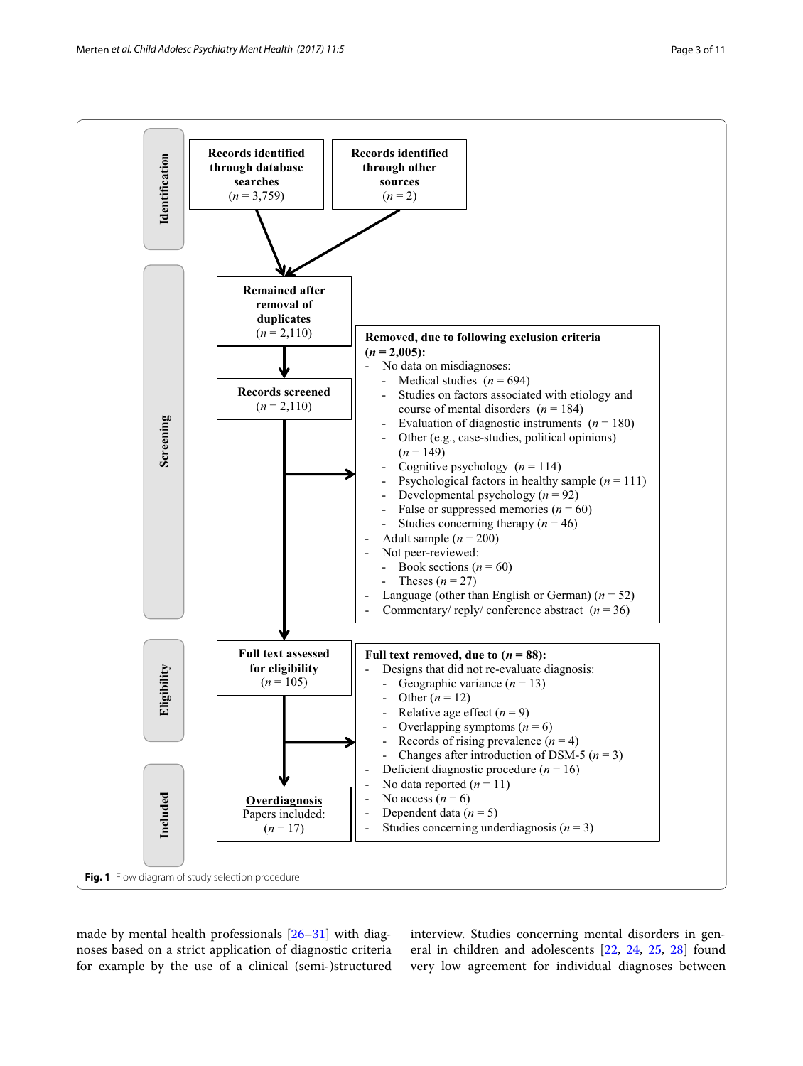**Identification**

**Records identified through database searches** ($n = 3{,}759$)

**Records identified through other sources** ($n = 2$)

**Screening**

**Remained after removal of duplicates** ($n = 2{,}110$)

**Records screened** ($n = 2{,}110$)

**Removed, due to following exclusion criteria ($n = 2{,}005$):**

- No data on misdiagnoses:
  - Medical studies ($n = 694$)
  - Studies on factors associated with etiology and course of mental disorders ($n = 184$)
  - Evaluation of diagnostic instruments ($n = 180$)
  - Other (e.g., case-studies, political opinions) ($n = 149$)
  - Cognitive psychology ($n = 114$)
  - Psychological factors in healthy sample ($n = 111$)
  - Developmental psychology ($n = 92$)
  - False or suppressed memories ($n = 60$)
  - Studies concerning therapy ($n = 46$)
- Adult sample ($n = 200$)
- Not peer-reviewed:
  - Book sections ($n = 60$)
  - Theses ($n = 27$)
- Language (other than English or German) ($n = 52$)
- Commentary/ reply/ conference abstract ($n = 36$)

**Eligibility**

**Full text assessed for eligibility** ($n = 105$)

**Full text removed, due to ($n = 88$):**

- Designs that did not re-evaluate diagnosis:
  - Geographic variance ($n = 13$)
  - Other ($n = 12$)
  - Relative age effect ($n = 9$)
  - Overlapping symptoms ($n = 6$)
  - Records of rising prevalence ($n = 4$)
  - Changes after introduction of DSM-5 ($n = 3$)
- Deficient diagnostic procedure ($n = 16$)
- No data reported ($n = 11$)
- No access ($n = 6$)
- Dependent data ($n = 5$)
- Studies concerning underdiagnosis ($n = 3$)

**Included**

**Overdiagnosis** Papers included: ($n = 17$)

**Fig. 1** Flow diagram of study selection procedure

made by mental health professionals [26–31] with diagnoses based on a strict application of diagnostic criteria for example by the use of a clinical (semi-)structured interview. Studies concerning mental disorders in general in children and adolescents [22, 24, 25, 28] found very low agreement for individual diagnoses between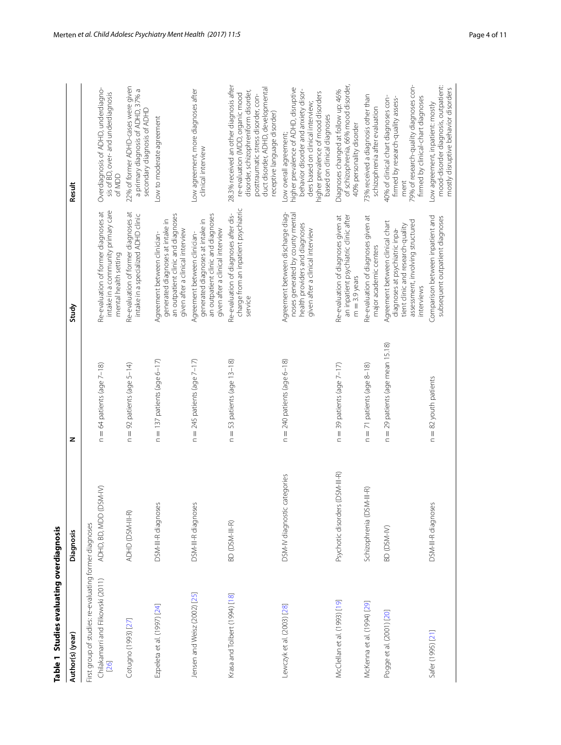**Table 1 Studies evaluating overdiagnosis**

| Author(s) (year) | Diagnosis | N | Study | Result |
|---|---|---|---|---|
| First group of studies: re-evaluating former diagnoses | | | | |
| Chilakamarri and Filkowski (2011) [26] | ADHD, BD, MDD (DSM-IV) | n = 64 patients (age 7–18) | Re-evaluation of former diagnoses at intake in a community primary care mental health setting | Overdiagnosis of ADHD, underdiagnosis of BD, over- and underdiagnosis of MDD |
| Cotugno (1993) [27] | ADHD (DSM-III-R) | n = 92 patients (age 5–14) | Re-evaluation of former diagnoses at intake in a specialized ADHD clinic | 22% of former ADHD-cases were given a primary diagnosis of ADHD, 37% a secondary diagnosis of ADHD |
| Ezpeleta et al. (1997) [24] | DSM-III-R diagnoses | n = 137 patients (age 6–17) | Agreement between clinician-generated diagnoses at intake in an outpatient clinic and diagnoses given after a clinical interview | Low to moderate agreement |
| Jensen and Weisz (2002) [25] | DSM-III-R diagnoses | n = 245 patients (age 7–17) | Agreement between clinician-generated diagnoses at intake in an outpatient clinic and diagnoses given after a clinical interview | Low agreement, more diagnoses after clinical interview |
| Krasa and Tolbert (1994) [18] | BD (DSM-III-R) | n = 53 patients (age 13–18) | Re-evaluation of diagnoses after discharge from an inpatient psychiatric service | 28.3% received an other diagnosis after re-evaluation (MDD, organic mood disorder, schizophreniform disorder, posttraumatic stress disorder, conduct disorder, ADHD, developmental receptive language disorder) |
| Lewczyk et al. (2003) [28] | DSM-IV diagnostic categories | n = 240 patients (age 6–18) | Agreement between discharge diagnoses generated by county mental health providers and diagnoses given after a clinical interview | Low overall agreement; higher prevalence of ADHD, disruptive behavior disorder and anxiety disorders based on clinical interview; higher prevalence of mood disorders based on clinical diagnoses |
| McClellan et al. (1993) [19] | Psychotic disorders (DSM-III-R) | n = 39 patients (age 7–17) | Re-evaluation of diagnoses given at an inpatient psychiatric clinic after m = 3.9 years | Diagnoses changed at follow up: 46% of schizophrenia, 66% mood disorder, 40% personality disorder |
| McKenna et al. (1994) [29] | Schizophrenia (DSM-III-R) | n = 71 patients (age 8–18) | Re-evaluation of diagnoses given at major academic centers | 73% received a diagnosis other than schizophrenia after evaluation |
| Pogge et al. (2001) [20] | BD (DSM-IV) | n = 29 patients (age mean 15.18) | Agreement between clinical chart diagnoses at psychiatric inpatient clinic and research-quality assessment, involving structured interviews | 40% of clinical chart diagnoses confirmed by research-quality assessment<br>79% of research-quality diagnoses confirmed by clinical-chart diagnoses |
| Safer (1995) [21] | DSM-III-R diagnoses | n = 82 youth patients | Comparison between inpatient and subsequent outpatient diagnoses | Low agreement, inpatient: mostly mood-disorder diagnosis, outpatient: mostly disruptive behavior disorders |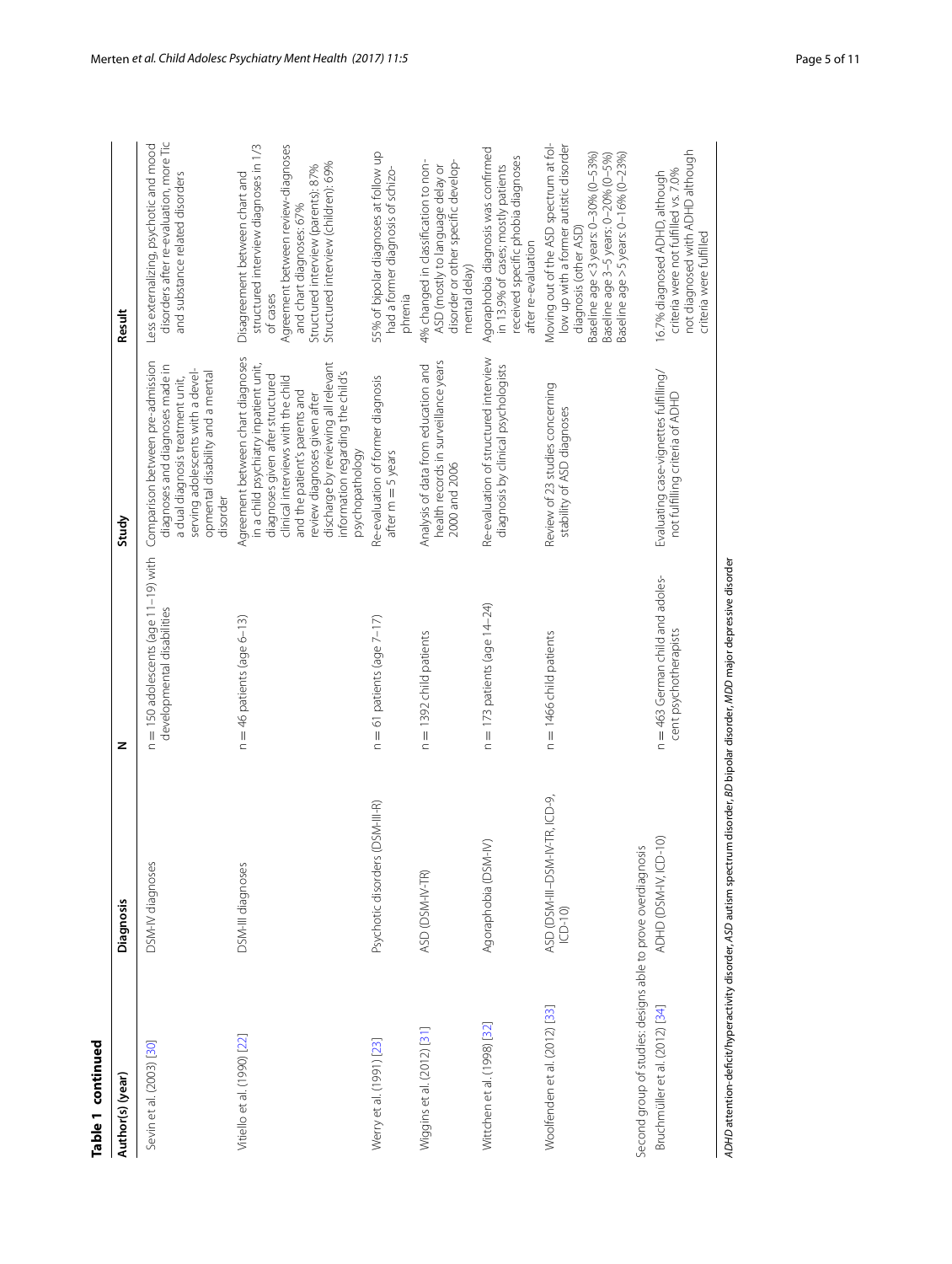**Table 1 continued**

| Author(s) (year) | Diagnosis | N | Study | Result |
|---|---|---|---|---|
| Sevin et al. (2003) [30] | DSM-IV diagnoses | n = 150 adolescents (age 11–19) with developmental disabilities | Comparison between pre-admission diagnoses and diagnoses made in a dual diagnosis treatment unit, serving adolescents with a developmental disability and a mental disorder | Less externalizing, psychotic and mood disorders after re-evaluation, more Tic and substance related disorders |
| Vitiello et al. (1990) [22] | DSM-III diagnoses | n = 46 patients (age 6–13) | Agreement between chart diagnoses in a child psychiatry inpatient unit, diagnoses given after structured clinical interviews with the child and the patient's parents and review diagnoses given after discharge by reviewing all relevant information regarding the child's psychopathology | Disagreement between chart and structured interview diagnoses in 1/3 of cases<br>Agreement between review-diagnoses and chart diagnoses: 67%<br>Structured interview (parents): 87%<br>Structured interview (children): 69% |
| Werry et al. (1991) [23] | Psychotic disorders (DSM-III-R) | n = 61 patients (age 7–17) | Re-evaluation of former diagnosis after m = 5 years | 55% of bipolar diagnoses at follow up had a former diagnosis of schizophrenia |
| Wiggins et al. (2012) [31] | ASD (DSM-IV-TR) | n = 1392 child patients | Analysis of data from education and health records in surveillance years 2000 and 2006 | 4% changed in classification to non-ASD (mostly to language delay or disorder or other specific developmental delay) |
| Wittchen et al. (1998) [32] | Agoraphobia (DSM-IV) | n = 173 patients (age 14–24) | Re-evaluation of structured interview diagnosis by clinical psychologists | Agoraphobia diagnosis was confirmed in 13.9% of cases; mostly patients received specific phobia diagnoses after re-evaluation |
| Woolfenden et al. (2012) [33] | ASD (DSM-III–DSM-IV-TR, ICD-9, ICD-10) | n = 1466 child patients | Review of 23 studies concerning stability of ASD diagnoses | Moving out of the ASD spectrum at follow up with a former autistic disorder diagnosis (other ASD)<br>Baseline age <3 years: 0–30% (0–53%)<br>Baseline age 3–5 years: 0–20% (0–5%)<br>Baseline age >5 years: 0–16% (0–23%) |
| *Second group of studies: designs able to prove overdiagnosis* | | | | |
| Bruchmüller et al. (2012) [34] | ADHD (DSM-IV, ICD-10) | n = 463 German child and adolescent psychotherapists | Evaluating case-vignettes fulfilling/not fulfilling criteria of ADHD | 16.7% diagnosed ADHD, although criteria were not fulfilled vs. 7.0% not diagnosed with ADHD although criteria were fulfilled |

*ADHD* attention-deficit/hyperactivity disorder, *ASD* autism spectrum disorder, *BD* bipolar disorder, *MDD* major depressive disorder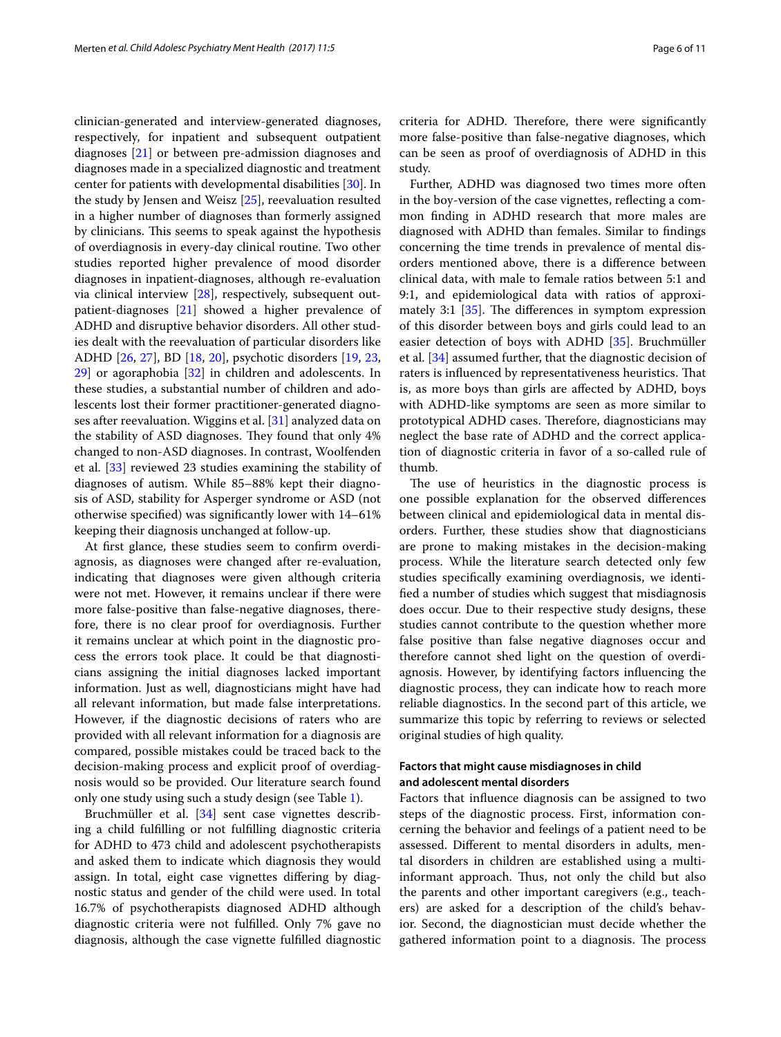clinician-generated and interview-generated diagnoses, respectively, for inpatient and subsequent outpatient diagnoses [21] or between pre-admission diagnoses and diagnoses made in a specialized diagnostic and treatment center for patients with developmental disabilities [30]. In the study by Jensen and Weisz [25], reevaluation resulted in a higher number of diagnoses than formerly assigned by clinicians. This seems to speak against the hypothesis of overdiagnosis in every-day clinical routine. Two other studies reported higher prevalence of mood disorder diagnoses in inpatient-diagnoses, although re-evaluation via clinical interview [28], respectively, subsequent outpatient-diagnoses [21] showed a higher prevalence of ADHD and disruptive behavior disorders. All other studies dealt with the reevaluation of particular disorders like ADHD [26, 27], BD [18, 20], psychotic disorders [19, 23, 29] or agoraphobia [32] in children and adolescents. In these studies, a substantial number of children and adolescents lost their former practitioner-generated diagnoses after reevaluation. Wiggins et al. [31] analyzed data on the stability of ASD diagnoses. They found that only 4% changed to non-ASD diagnoses. In contrast, Woolfenden et al. [33] reviewed 23 studies examining the stability of diagnoses of autism. While 85–88% kept their diagnosis of ASD, stability for Asperger syndrome or ASD (not otherwise specified) was significantly lower with 14–61% keeping their diagnosis unchanged at follow-up.

At first glance, these studies seem to confirm overdiagnosis, as diagnoses were changed after re-evaluation, indicating that diagnoses were given although criteria were not met. However, it remains unclear if there were more false-positive than false-negative diagnoses, therefore, there is no clear proof for overdiagnosis. Further it remains unclear at which point in the diagnostic process the errors took place. It could be that diagnosticians assigning the initial diagnoses lacked important information. Just as well, diagnosticians might have had all relevant information, but made false interpretations. However, if the diagnostic decisions of raters who are provided with all relevant information for a diagnosis are compared, possible mistakes could be traced back to the decision-making process and explicit proof of overdiagnosis would so be provided. Our literature search found only one study using such a study design (see Table 1).

Bruchmüller et al. [34] sent case vignettes describing a child fulfilling or not fulfilling diagnostic criteria for ADHD to 473 child and adolescent psychotherapists and asked them to indicate which diagnosis they would assign. In total, eight case vignettes differing by diagnostic status and gender of the child were used. In total 16.7% of psychotherapists diagnosed ADHD although diagnostic criteria were not fulfilled. Only 7% gave no diagnosis, although the case vignette fulfilled diagnostic criteria for ADHD. Therefore, there were significantly more false-positive than false-negative diagnoses, which can be seen as proof of overdiagnosis of ADHD in this study.

Further, ADHD was diagnosed two times more often in the boy-version of the case vignettes, reflecting a common finding in ADHD research that more males are diagnosed with ADHD than females. Similar to findings concerning the time trends in prevalence of mental disorders mentioned above, there is a difference between clinical data, with male to female ratios between 5:1 and 9:1, and epidemiological data with ratios of approximately 3:1 [35]. The differences in symptom expression of this disorder between boys and girls could lead to an easier detection of boys with ADHD [35]. Bruchmüller et al. [34] assumed further, that the diagnostic decision of raters is influenced by representativeness heuristics. That is, as more boys than girls are affected by ADHD, boys with ADHD-like symptoms are seen as more similar to prototypical ADHD cases. Therefore, diagnosticians may neglect the base rate of ADHD and the correct application of diagnostic criteria in favor of a so-called rule of thumb.

The use of heuristics in the diagnostic process is one possible explanation for the observed differences between clinical and epidemiological data in mental disorders. Further, these studies show that diagnosticians are prone to making mistakes in the decision-making process. While the literature search detected only few studies specifically examining overdiagnosis, we identified a number of studies which suggest that misdiagnosis does occur. Due to their respective study designs, these studies cannot contribute to the question whether more false positive than false negative diagnoses occur and therefore cannot shed light on the question of overdiagnosis. However, by identifying factors influencing the diagnostic process, they can indicate how to reach more reliable diagnostics. In the second part of this article, we summarize this topic by referring to reviews or selected original studies of high quality.

### Factors that might cause misdiagnoses in child and adolescent mental disorders

Factors that influence diagnosis can be assigned to two steps of the diagnostic process. First, information concerning the behavior and feelings of a patient need to be assessed. Different to mental disorders in adults, mental disorders in children are established using a multi-informant approach. Thus, not only the child but also the parents and other important caregivers (e.g., teachers) are asked for a description of the child's behavior. Second, the diagnostician must decide whether the gathered information point to a diagnosis. The process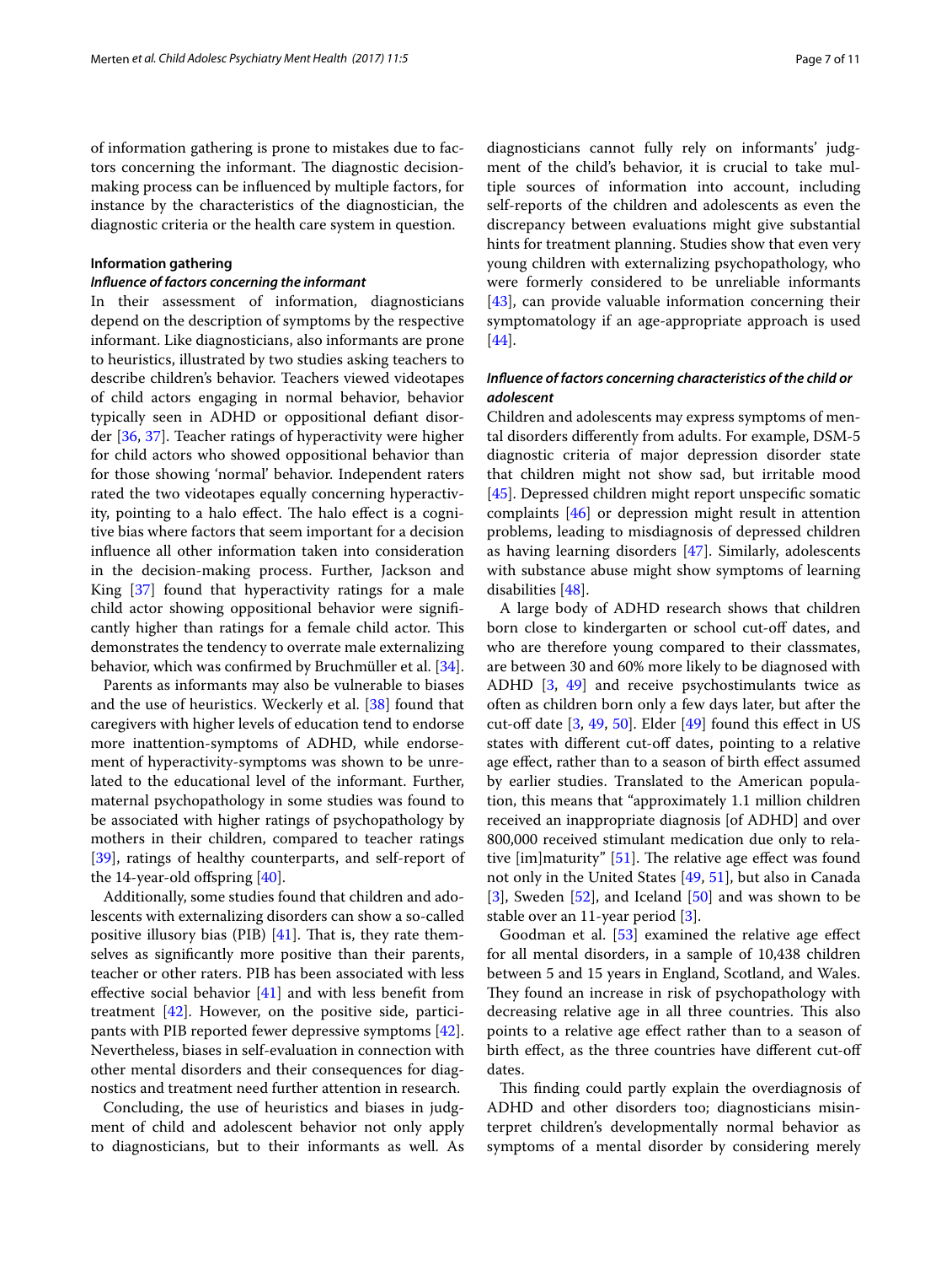of information gathering is prone to mistakes due to factors concerning the informant. The diagnostic decision-making process can be influenced by multiple factors, for instance by the characteristics of the diagnostician, the diagnostic criteria or the health care system in question.

#### Information gathering

##### *Influence of factors concerning the informant*

In their assessment of information, diagnosticians depend on the description of symptoms by the respective informant. Like diagnosticians, also informants are prone to heuristics, illustrated by two studies asking teachers to describe children's behavior. Teachers viewed videotapes of child actors engaging in normal behavior, behavior typically seen in ADHD or oppositional defiant disorder [36, 37]. Teacher ratings of hyperactivity were higher for child actors who showed oppositional behavior than for those showing 'normal' behavior. Independent raters rated the two videotapes equally concerning hyperactivity, pointing to a halo effect. The halo effect is a cognitive bias where factors that seem important for a decision influence all other information taken into consideration in the decision-making process. Further, Jackson and King [37] found that hyperactivity ratings for a male child actor showing oppositional behavior were significantly higher than ratings for a female child actor. This demonstrates the tendency to overrate male externalizing behavior, which was confirmed by Bruchmüller et al. [34].

Parents as informants may also be vulnerable to biases and the use of heuristics. Weckerly et al. [38] found that caregivers with higher levels of education tend to endorse more inattention-symptoms of ADHD, while endorsement of hyperactivity-symptoms was shown to be unrelated to the educational level of the informant. Further, maternal psychopathology in some studies was found to be associated with higher ratings of psychopathology by mothers in their children, compared to teacher ratings [39], ratings of healthy counterparts, and self-report of the 14-year-old offspring [40].

Additionally, some studies found that children and adolescents with externalizing disorders can show a so-called positive illusory bias (PIB) [41]. That is, they rate themselves as significantly more positive than their parents, teacher or other raters. PIB has been associated with less effective social behavior [41] and with less benefit from treatment [42]. However, on the positive side, participants with PIB reported fewer depressive symptoms [42]. Nevertheless, biases in self-evaluation in connection with other mental disorders and their consequences for diagnostics and treatment need further attention in research.

Concluding, the use of heuristics and biases in judgment of child and adolescent behavior not only apply to diagnosticians, but to their informants as well. As diagnosticians cannot fully rely on informants' judgment of the child's behavior, it is crucial to take multiple sources of information into account, including self-reports of the children and adolescents as even the discrepancy between evaluations might give substantial hints for treatment planning. Studies show that even very young children with externalizing psychopathology, who were formerly considered to be unreliable informants [43], can provide valuable information concerning their symptomatology if an age-appropriate approach is used [44].

##### *Influence of factors concerning characteristics of the child or adolescent*

Children and adolescents may express symptoms of mental disorders differently from adults. For example, DSM-5 diagnostic criteria of major depression disorder state that children might not show sad, but irritable mood [45]. Depressed children might report unspecific somatic complaints [46] or depression might result in attention problems, leading to misdiagnosis of depressed children as having learning disorders [47]. Similarly, adolescents with substance abuse might show symptoms of learning disabilities [48].

A large body of ADHD research shows that children born close to kindergarten or school cut-off dates, and who are therefore young compared to their classmates, are between 30 and 60% more likely to be diagnosed with ADHD [3, 49] and receive psychostimulants twice as often as children born only a few days later, but after the cut-off date [3, 49, 50]. Elder [49] found this effect in US states with different cut-off dates, pointing to a relative age effect, rather than to a season of birth effect assumed by earlier studies. Translated to the American population, this means that "approximately 1.1 million children received an inappropriate diagnosis [of ADHD] and over 800,000 received stimulant medication due only to relative [im]maturity" [51]. The relative age effect was found not only in the United States [49, 51], but also in Canada [3], Sweden [52], and Iceland [50] and was shown to be stable over an 11-year period [3].

Goodman et al. [53] examined the relative age effect for all mental disorders, in a sample of 10,438 children between 5 and 15 years in England, Scotland, and Wales. They found an increase in risk of psychopathology with decreasing relative age in all three countries. This also points to a relative age effect rather than to a season of birth effect, as the three countries have different cut-off dates.

This finding could partly explain the overdiagnosis of ADHD and other disorders too; diagnosticians misinterpret children's developmentally normal behavior as symptoms of a mental disorder by considering merely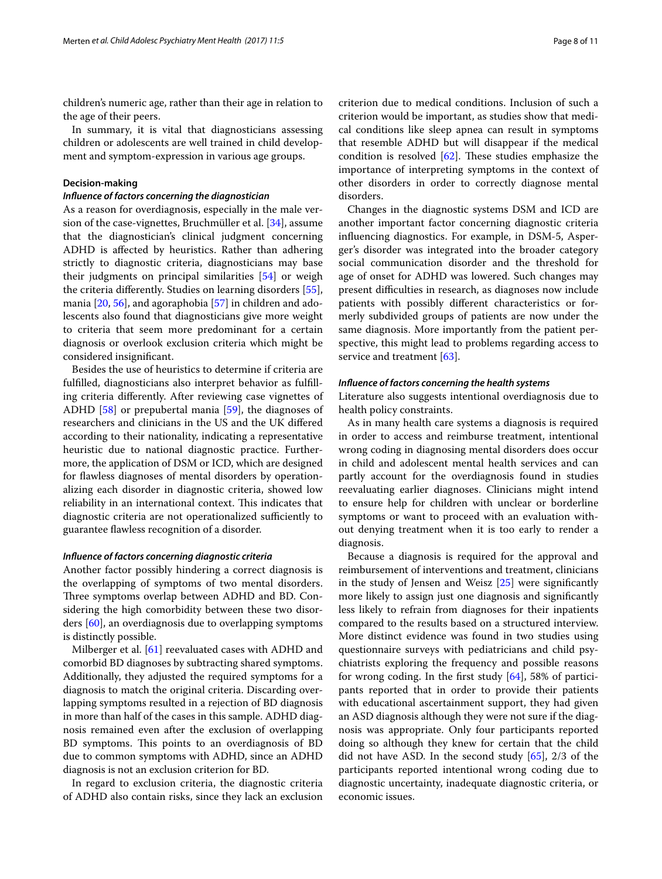children's numeric age, rather than their age in relation to the age of their peers.

In summary, it is vital that diagnosticians assessing children or adolescents are well trained in child development and symptom-expression in various age groups.

### Decision-making

#### *Influence of factors concerning the diagnostician*

As a reason for overdiagnosis, especially in the male version of the case-vignettes, Bruchmüller et al. [34], assume that the diagnostician's clinical judgment concerning ADHD is affected by heuristics. Rather than adhering strictly to diagnostic criteria, diagnosticians may base their judgments on principal similarities [54] or weigh the criteria differently. Studies on learning disorders [55], mania [20, 56], and agoraphobia [57] in children and adolescents also found that diagnosticians give more weight to criteria that seem more predominant for a certain diagnosis or overlook exclusion criteria which might be considered insignificant.

Besides the use of heuristics to determine if criteria are fulfilled, diagnosticians also interpret behavior as fulfilling criteria differently. After reviewing case vignettes of ADHD [58] or prepubertal mania [59], the diagnoses of researchers and clinicians in the US and the UK differed according to their nationality, indicating a representative heuristic due to national diagnostic practice. Furthermore, the application of DSM or ICD, which are designed for flawless diagnoses of mental disorders by operationalizing each disorder in diagnostic criteria, showed low reliability in an international context. This indicates that diagnostic criteria are not operationalized sufficiently to guarantee flawless recognition of a disorder.

#### *Influence of factors concerning diagnostic criteria*

Another factor possibly hindering a correct diagnosis is the overlapping of symptoms of two mental disorders. Three symptoms overlap between ADHD and BD. Considering the high comorbidity between these two disorders [60], an overdiagnosis due to overlapping symptoms is distinctly possible.

Milberger et al. [61] reevaluated cases with ADHD and comorbid BD diagnoses by subtracting shared symptoms. Additionally, they adjusted the required symptoms for a diagnosis to match the original criteria. Discarding overlapping symptoms resulted in a rejection of BD diagnosis in more than half of the cases in this sample. ADHD diagnosis remained even after the exclusion of overlapping BD symptoms. This points to an overdiagnosis of BD due to common symptoms with ADHD, since an ADHD diagnosis is not an exclusion criterion for BD.

In regard to exclusion criteria, the diagnostic criteria of ADHD also contain risks, since they lack an exclusion criterion due to medical conditions. Inclusion of such a criterion would be important, as studies show that medical conditions like sleep apnea can result in symptoms that resemble ADHD but will disappear if the medical condition is resolved [62]. These studies emphasize the importance of interpreting symptoms in the context of other disorders in order to correctly diagnose mental disorders.

Changes in the diagnostic systems DSM and ICD are another important factor concerning diagnostic criteria influencing diagnostics. For example, in DSM-5, Asperger's disorder was integrated into the broader category social communication disorder and the threshold for age of onset for ADHD was lowered. Such changes may present difficulties in research, as diagnoses now include patients with possibly different characteristics or formerly subdivided groups of patients are now under the same diagnosis. More importantly from the patient perspective, this might lead to problems regarding access to service and treatment [63].

#### *Influence of factors concerning the health systems*

Literature also suggests intentional overdiagnosis due to health policy constraints.

As in many health care systems a diagnosis is required in order to access and reimburse treatment, intentional wrong coding in diagnosing mental disorders does occur in child and adolescent mental health services and can partly account for the overdiagnosis found in studies reevaluating earlier diagnoses. Clinicians might intend to ensure help for children with unclear or borderline symptoms or want to proceed with an evaluation without denying treatment when it is too early to render a diagnosis.

Because a diagnosis is required for the approval and reimbursement of interventions and treatment, clinicians in the study of Jensen and Weisz [25] were significantly more likely to assign just one diagnosis and significantly less likely to refrain from diagnoses for their inpatients compared to the results based on a structured interview. More distinct evidence was found in two studies using questionnaire surveys with pediatricians and child psychiatrists exploring the frequency and possible reasons for wrong coding. In the first study [64], 58% of participants reported that in order to provide their patients with educational ascertainment support, they had given an ASD diagnosis although they were not sure if the diagnosis was appropriate. Only four participants reported doing so although they knew for certain that the child did not have ASD. In the second study [65], 2/3 of the participants reported intentional wrong coding due to diagnostic uncertainty, inadequate diagnostic criteria, or economic issues.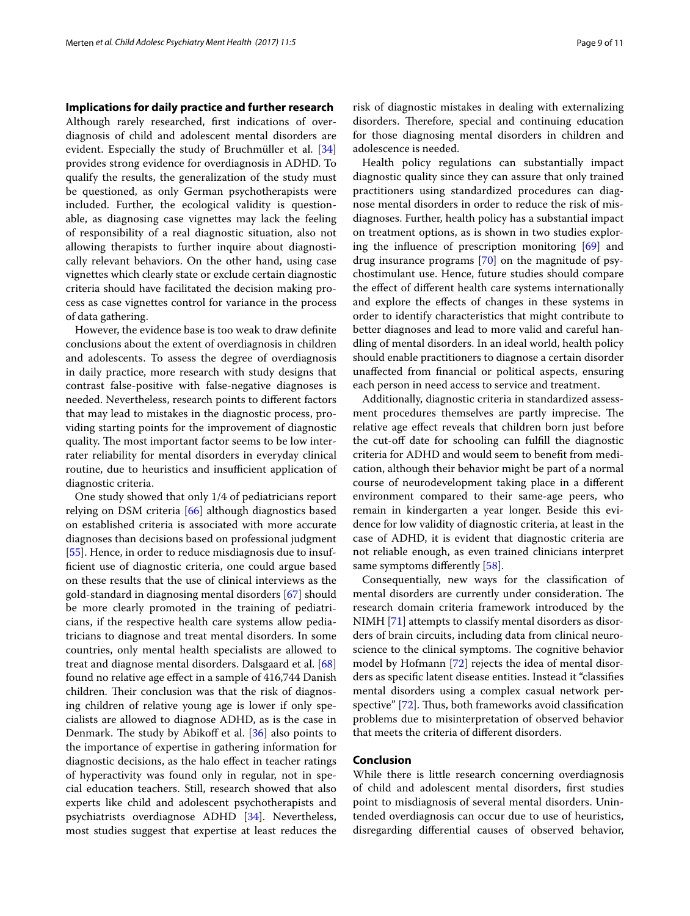## Implications for daily practice and further research

Although rarely researched, first indications of overdiagnosis of child and adolescent mental disorders are evident. Especially the study of Bruchmüller et al. [34] provides strong evidence for overdiagnosis in ADHD. To qualify the results, the generalization of the study must be questioned, as only German psychotherapists were included. Further, the ecological validity is questionable, as diagnosing case vignettes may lack the feeling of responsibility of a real diagnostic situation, also not allowing therapists to further inquire about diagnostically relevant behaviors. On the other hand, using case vignettes which clearly state or exclude certain diagnostic criteria should have facilitated the decision making process as case vignettes control for variance in the process of data gathering.

However, the evidence base is too weak to draw definite conclusions about the extent of overdiagnosis in children and adolescents. To assess the degree of overdiagnosis in daily practice, more research with study designs that contrast false-positive with false-negative diagnoses is needed. Nevertheless, research points to different factors that may lead to mistakes in the diagnostic process, providing starting points for the improvement of diagnostic quality. The most important factor seems to be low inter-rater reliability for mental disorders in everyday clinical routine, due to heuristics and insufficient application of diagnostic criteria.

One study showed that only 1/4 of pediatricians report relying on DSM criteria [66] although diagnostics based on established criteria is associated with more accurate diagnoses than decisions based on professional judgment [55]. Hence, in order to reduce misdiagnosis due to insufficient use of diagnostic criteria, one could argue based on these results that the use of clinical interviews as the gold-standard in diagnosing mental disorders [67] should be more clearly promoted in the training of pediatricians, if the respective health care systems allow pediatricians to diagnose and treat mental disorders. In some countries, only mental health specialists are allowed to treat and diagnose mental disorders. Dalsgaard et al. [68] found no relative age effect in a sample of 416,744 Danish children. Their conclusion was that the risk of diagnosing children of relative young age is lower if only specialists are allowed to diagnose ADHD, as is the case in Denmark. The study by Abikoff et al. [36] also points to the importance of expertise in gathering information for diagnostic decisions, as the halo effect in teacher ratings of hyperactivity was found only in regular, not in special education teachers. Still, research showed that also experts like child and adolescent psychotherapists and psychiatrists overdiagnose ADHD [34]. Nevertheless, most studies suggest that expertise at least reduces the risk of diagnostic mistakes in dealing with externalizing disorders. Therefore, special and continuing education for those diagnosing mental disorders in children and adolescence is needed.

Health policy regulations can substantially impact diagnostic quality since they can assure that only trained practitioners using standardized procedures can diagnose mental disorders in order to reduce the risk of misdiagnoses. Further, health policy has a substantial impact on treatment options, as is shown in two studies exploring the influence of prescription monitoring [69] and drug insurance programs [70] on the magnitude of psychostimulant use. Hence, future studies should compare the effect of different health care systems internationally and explore the effects of changes in these systems in order to identify characteristics that might contribute to better diagnoses and lead to more valid and careful handling of mental disorders. In an ideal world, health policy should enable practitioners to diagnose a certain disorder unaffected from financial or political aspects, ensuring each person in need access to service and treatment.

Additionally, diagnostic criteria in standardized assessment procedures themselves are partly imprecise. The relative age effect reveals that children born just before the cut-off date for schooling can fulfill the diagnostic criteria for ADHD and would seem to benefit from medication, although their behavior might be part of a normal course of neurodevelopment taking place in a different environment compared to their same-age peers, who remain in kindergarten a year longer. Beside this evidence for low validity of diagnostic criteria, at least in the case of ADHD, it is evident that diagnostic criteria are not reliable enough, as even trained clinicians interpret same symptoms differently [58].

Consequentially, new ways for the classification of mental disorders are currently under consideration. The research domain criteria framework introduced by the NIMH [71] attempts to classify mental disorders as disorders of brain circuits, including data from clinical neuroscience to the clinical symptoms. The cognitive behavior model by Hofmann [72] rejects the idea of mental disorders as specific latent disease entities. Instead it "classifies mental disorders using a complex casual network perspective" [72]. Thus, both frameworks avoid classification problems due to misinterpretation of observed behavior that meets the criteria of different disorders.

## Conclusion

While there is little research concerning overdiagnosis of child and adolescent mental disorders, first studies point to misdiagnosis of several mental disorders. Unintended overdiagnosis can occur due to use of heuristics, disregarding differential causes of observed behavior,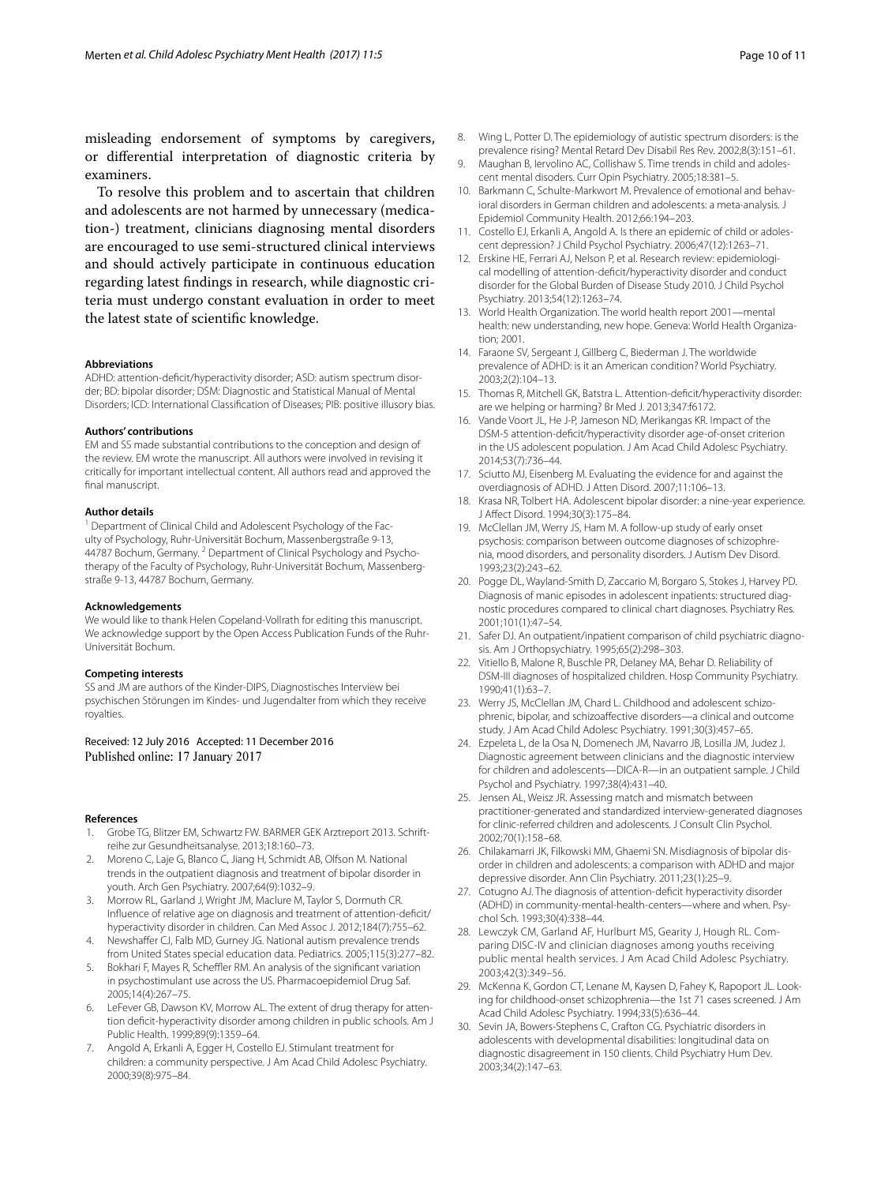misleading endorsement of symptoms by caregivers, or differential interpretation of diagnostic criteria by examiners.

To resolve this problem and to ascertain that children and adolescents are not harmed by unnecessary (medication-) treatment, clinicians diagnosing mental disorders are encouraged to use semi-structured clinical interviews and should actively participate in continuous education regarding latest findings in research, while diagnostic criteria must undergo constant evaluation in order to meet the latest state of scientific knowledge.

#### Abbreviations

ADHD: attention-deficit/hyperactivity disorder; ASD: autism spectrum disorder; BD: bipolar disorder; DSM: Diagnostic and Statistical Manual of Mental Disorders; ICD: International Classification of Diseases; PIB: positive illusory bias.

#### Authors' contributions

EM and SS made substantial contributions to the conception and design of the review. EM wrote the manuscript. All authors were involved in revising it critically for important intellectual content. All authors read and approved the final manuscript.

#### Author details

[1] Department of Clinical Child and Adolescent Psychology of the Faculty of Psychology, Ruhr-Universität Bochum, Massenbergstraße 9-13, 44787 Bochum, Germany. [2] Department of Clinical Psychology and Psychotherapy of the Faculty of Psychology, Ruhr-Universität Bochum, Massenbergstraße 9-13, 44787 Bochum, Germany.

#### Acknowledgements

We would like to thank Helen Copeland-Vollrath for editing this manuscript. We acknowledge support by the Open Access Publication Funds of the Ruhr-Universität Bochum.

#### Competing interests

SS and JM are authors of the Kinder-DIPS, Diagnostisches Interview bei psychischen Störungen im Kindes- und Jugendalter from which they receive royalties.

Received: 12 July 2016 Accepted: 11 December 2016
Published online: 17 January 2017

#### References

1. Grobe TG, Blitzer EM, Schwartz FW. BARMER GEK Arztreport 2013. Schriftreihe zur Gesundheitsanalyse. 2013;18:160–73.
2. Moreno C, Laje G, Blanco C, Jiang H, Schmidt AB, Olfson M. National trends in the outpatient diagnosis and treatment of bipolar disorder in youth. Arch Gen Psychiatry. 2007;64(9):1032–9.
3. Morrow RL, Garland J, Wright JM, Maclure M, Taylor S, Dormuth CR. Influence of relative age on diagnosis and treatment of attention-deficit/hyperactivity disorder in children. Can Med Assoc J. 2012;184(7):755–62.
4. Newshaffer CJ, Falb MD, Gurney JG. National autism prevalence trends from United States special education data. Pediatrics. 2005;115(3):277–82.
5. Bokhari F, Mayes R, Scheffler RM. An analysis of the significant variation in psychostimulant use across the US. Pharmacoepidemiol Drug Saf. 2005;14(4):267–75.
6. LeFever GB, Dawson KV, Morrow AL. The extent of drug therapy for attention deficit-hyperactivity disorder among children in public schools. Am J Public Health. 1999;89(9):1359–64.
7. Angold A, Erkanli A, Egger H, Costello EJ. Stimulant treatment for children: a community perspective. J Am Acad Child Adolesc Psychiatry. 2000;39(8):975–84.
8. Wing L, Potter D. The epidemiology of autistic spectrum disorders: is the prevalence rising? Mental Retard Dev Disabil Res Rev. 2002;8(3):151–61.
9. Maughan B, Iervolino AC, Collishaw S. Time trends in child and adolescent mental disorders. Curr Opin Psychiatry. 2005;18:381–5.
10. Barkmann C, Schulte-Markwort M. Prevalence of emotional and behavioral disorders in German children and adolescents: a meta-analysis. J Epidemiol Community Health. 2012;66:194–203.
11. Costello EJ, Erkanli A, Angold A. Is there an epidemic of child or adolescent depression? J Child Psychol Psychiatry. 2006;47(12):1263–71.
12. Erskine HE, Ferrari AJ, Nelson P, et al. Research review: epidemiological modelling of attention-deficit/hyperactivity disorder and conduct disorder for the Global Burden of Disease Study 2010. J Child Psychol Psychiatry. 2013;54(12):1263–74.
13. World Health Organization. The world health report 2001—mental health: new understanding, new hope. Geneva: World Health Organization; 2001.
14. Faraone SV, Sergeant J, Gillberg C, Biederman J. The worldwide prevalence of ADHD: is it an American condition? World Psychiatry. 2003;2(2):104–13.
15. Thomas R, Mitchell GK, Batstra L. Attention-deficit/hyperactivity disorder: are we helping or harming? Br Med J. 2013;347:f6172.
16. Vande Voort JL, He J-P, Jameson ND, Merikangas KR. Impact of the DSM-5 attention-deficit/hyperactivity disorder age-of-onset criterion in the US adolescent population. J Am Acad Child Adolesc Psychiatry. 2014;53(7):736–44.
17. Sciutto MJ, Eisenberg M. Evaluating the evidence for and against the overdiagnosis of ADHD. J Atten Disord. 2007;11:106–13.
18. Krasa NR, Tolbert HA. Adolescent bipolar disorder: a nine-year experience. J Affect Disord. 1994;30(3):175–84.
19. McClellan JM, Werry JS, Ham M. A follow-up study of early onset psychosis: comparison between outcome diagnoses of schizophrenia, mood disorders, and personality disorders. J Autism Dev Disord. 1993;23(2):243–62.
20. Pogge DL, Wayland-Smith D, Zaccario M, Borgaro S, Stokes J, Harvey PD. Diagnosis of manic episodes in adolescent inpatients: structured diagnostic procedures compared to clinical chart diagnoses. Psychiatry Res. 2001;101(1):47–54.
21. Safer DJ. An outpatient/inpatient comparison of child psychiatric diagnosis. Am J Orthopsychiatry. 1995;65(2):298–303.
22. Vitiello B, Malone R, Buschle PR, Delaney MA, Behar D. Reliability of DSM-III diagnoses of hospitalized children. Hosp Community Psychiatry. 1990;41(1):63–7.
23. Werry JS, McClellan JM, Chard L. Childhood and adolescent schizophrenic, bipolar, and schizoaffective disorders—a clinical and outcome study. J Am Acad Child Adolesc Psychiatry. 1991;30(3):457–65.
24. Ezpeleta L, de la Osa N, Domenech JM, Navarro JB, Losilla JM, Judez J. Diagnostic agreement between clinicians and the diagnostic interview for children and adolescents—DICA-R—in an outpatient sample. J Child Psychol and Psychiatry. 1997;38(4):431–40.
25. Jensen AL, Weisz JR. Assessing match and mismatch between practitioner-generated and standardized interview-generated diagnoses for clinic-referred children and adolescents. J Consult Clin Psychol. 2002;70(1):158–68.
26. Chilakamarri JK, Filkowski MM, Ghaemi SN. Misdiagnosis of bipolar disorder in children and adolescents: a comparison with ADHD and major depressive disorder. Ann Clin Psychiatry. 2011;23(1):25–9.
27. Cotugno AJ. The diagnosis of attention-deficit hyperactivity disorder (ADHD) in community-mental-health-centers—where and when. Psychol Sch. 1993;30(4):338–44.
28. Lewczyk CM, Garland AF, Hurlburt MS, Gearity J, Hough RL. Comparing DISC-IV and clinician diagnoses among youths receiving public mental health services. J Am Acad Child Adolesc Psychiatry. 2003;42(3):349–56.
29. McKenna K, Gordon CT, Lenane M, Kaysen D, Fahey K, Rapoport JL. Looking for childhood-onset schizophrenia—the 1st 71 cases screened. J Am Acad Child Adolesc Psychiatry. 1994;33(5):636–44.
30. Sevin JA, Bowers-Stephens C, Crafton CG. Psychiatric disorders in adolescents with developmental disabilities: longitudinal data on diagnostic disagreement in 150 clients. Child Psychiatry Hum Dev. 2003;34(2):147–63.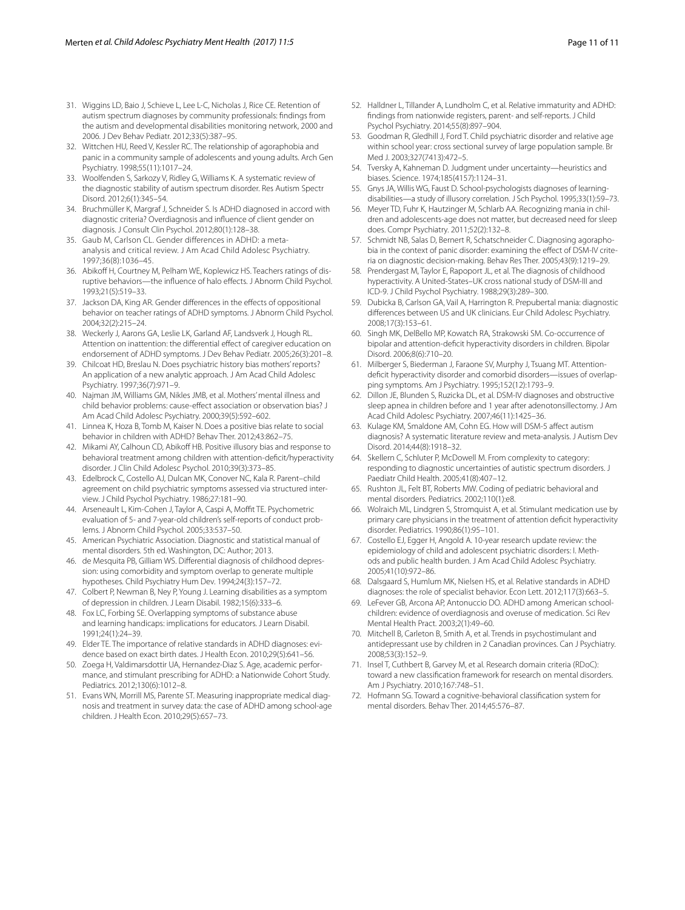31. Wiggins LD, Baio J, Schieve L, Lee L-C, Nicholas J, Rice CE. Retention of autism spectrum diagnoses by community professionals: findings from the autism and developmental disabilities monitoring network, 2000 and 2006. J Dev Behav Pediatr. 2012;33(5):387–95.
32. Wittchen HU, Reed V, Kessler RC. The relationship of agoraphobia and panic in a community sample of adolescents and young adults. Arch Gen Psychiatry. 1998;55(11):1017–24.
33. Woolfenden S, Sarkozy V, Ridley G, Williams K. A systematic review of the diagnostic stability of autism spectrum disorder. Res Autism Spectr Disord. 2012;6(1):345–54.
34. Bruchmüller K, Margraf J, Schneider S. Is ADHD diagnosed in accord with diagnostic criteria? Overdiagnosis and influence of client gender on diagnosis. J Consult Clin Psychol. 2012;80(1):128–38.
35. Gaub M, Carlson CL. Gender differences in ADHD: a meta-analysis and critical review. J Am Acad Child Adolesc Psychiatry. 1997;36(8):1036–45.
36. Abikoff H, Courtney M, Pelham WE, Koplewicz HS. Teachers ratings of disruptive behaviors—the influence of halo effects. J Abnorm Child Psychol. 1993;21(5):519–33.
37. Jackson DA, King AR. Gender differences in the effects of oppositional behavior on teacher ratings of ADHD symptoms. J Abnorm Child Psychol. 2004;32(2):215–24.
38. Weckerly J, Aarons GA, Leslie LK, Garland AF, Landsverk J, Hough RL. Attention on inattention: the differential effect of caregiver education on endorsement of ADHD symptoms. J Dev Behav Pediatr. 2005;26(3):201–8.
39. Chilcoat HD, Breslau N. Does psychiatric history bias mothers' reports? An application of a new analytic approach. J Am Acad Child Adolesc Psychiatry. 1997;36(7):971–9.
40. Najman JM, Williams GM, Nikles JMB, et al. Mothers' mental illness and child behavior problems: cause-effect association or observation bias? J Am Acad Child Adolesc Psychiatry. 2000;39(5):592–602.
41. Linnea K, Hoza B, Tomb M, Kaiser N. Does a positive bias relate to social behavior in children with ADHD? Behav Ther. 2012;43:862–75.
42. Mikami AY, Calhoun CD, Abikoff HB. Positive illusory bias and response to behavioral treatment among children with attention-deficit/hyperactivity disorder. J Clin Child Adolesc Psychol. 2010;39(3):373–85.
43. Edelbrock C, Costello AJ, Dulcan MK, Conover NC, Kala R. Parent–child agreement on child psychiatric symptoms assessed via structured interview. J Child Psychol Psychiatry. 1986;27:181–90.
44. Arseneault L, Kim-Cohen J, Taylor A, Caspi A, Moffit TE. Psychometric evaluation of 5- and 7-year-old children's self-reports of conduct problems. J Abnorm Child Psychol. 2005;33:537–50.
45. American Psychiatric Association. Diagnostic and statistical manual of mental disorders. 5th ed. Washington, DC: Author; 2013.
46. de Mesquita PB, Gilliam WS. Differential diagnosis of childhood depression: using comorbidity and symptom overlap to generate multiple hypotheses. Child Psychiatry Hum Dev. 1994;24(3):157–72.
47. Colbert P, Newman B, Ney P, Young J. Learning disabilities as a symptom of depression in children. J Learn Disabil. 1982;15(6):333–6.
48. Fox LC, Forbing SE. Overlapping symptoms of substance abuse and learning handicaps: implications for educators. J Learn Disabil. 1991;24(1):24–39.
49. Elder TE. The importance of relative standards in ADHD diagnoses: evidence based on exact birth dates. J Health Econ. 2010;29(5):641–56.
50. Zoega H, Valdimarsdottir UA, Hernandez-Diaz S. Age, academic performance, and stimulant prescribing for ADHD: a Nationwide Cohort Study. Pediatrics. 2012;130(6):1012–8.
51. Evans WN, Morrill MS, Parente ST. Measuring inappropriate medical diagnosis and treatment in survey data: the case of ADHD among school-age children. J Health Econ. 2010;29(5):657–73.
52. Halldner L, Tillander A, Lundholm C, et al. Relative immaturity and ADHD: findings from nationwide registers, parent- and self-reports. J Child Psychol Psychiatry. 2014;55(8):897–904.
53. Goodman R, Gledhill J, Ford T. Child psychiatric disorder and relative age within school year: cross sectional survey of large population sample. Br Med J. 2003;327(7413):472–5.
54. Tversky A, Kahneman D. Judgment under uncertainty—heuristics and biases. Science. 1974;185(4157):1124–31.
55. Gnys JA, Willis WG, Faust D. School-psychologists diagnoses of learning-disabilities—a study of illusory correlation. J Sch Psychol. 1995;33(1):59–73.
56. Meyer TD, Fuhr K, Hautzinger M, Schlarb AA. Recognizing mania in children and adolescents-age does not matter, but decreased need for sleep does. Compr Psychiatry. 2011;52(2):132–8.
57. Schmidt NB, Salas D, Bernert R, Schatschneider C. Diagnosing agoraphobia in the context of panic disorder: examining the effect of DSM-IV criteria on diagnostic decision-making. Behav Res Ther. 2005;43(9):1219–29.
58. Prendergast M, Taylor E, Rapoport JL, et al. The diagnosis of childhood hyperactivity. A United-States–UK cross national study of DSM-III and ICD-9. J Child Psychol Psychiatry. 1988;29(3):289–300.
59. Dubicka B, Carlson GA, Vail A, Harrington R. Prepubertal mania: diagnostic differences between US and UK clinicians. Eur Child Adolesc Psychiatry. 2008;17(3):153–61.
60. Singh MK, DelBello MP, Kowatch RA, Strakowski SM. Co-occurrence of bipolar and attention-deficit hyperactivity disorders in children. Bipolar Disord. 2006;8(6):710–20.
61. Milberger S, Biederman J, Faraone SV, Murphy J, Tsuang MT. Attention-deficit hyperactivity disorder and comorbid disorders—issues of overlapping symptoms. Am J Psychiatry. 1995;152(12):1793–9.
62. Dillon JE, Blunden S, Ruzicka DL, et al. DSM-IV diagnoses and obstructive sleep apnea in children before and 1 year after adenotonsillectomy. J Am Acad Child Adolesc Psychiatry. 2007;46(11):1425–36.
63. Kulage KM, Smaldone AM, Cohn EG. How will DSM-5 affect autism diagnosis? A systematic literature review and meta-analysis. J Autism Dev Disord. 2014;44(8):1918–32.
64. Skellern C, Schluter P, McDowell M. From complexity to category: responding to diagnostic uncertainties of autistic spectrum disorders. J Paediatr Child Health. 2005;41(8):407–12.
65. Rushton JL, Felt BT, Roberts MW. Coding of pediatric behavioral and mental disorders. Pediatrics. 2002;110(1):e8.
66. Wolraich ML, Lindgren S, Stromquist A, et al. Stimulant medication use by primary care physicians in the treatment of attention deficit hyperactivity disorder. Pediatrics. 1990;86(1):95–101.
67. Costello EJ, Egger H, Angold A. 10-year research update review: the epidemiology of child and adolescent psychiatric disorders: I. Methods and public health burden. J Am Acad Child Adolesc Psychiatry. 2005;41(10):972–86.
68. Dalsgaard S, Humlum MK, Nielsen HS, et al. Relative standards in ADHD diagnoses: the role of specialist behavior. Econ Lett. 2012;117(3):663–5.
69. LeFever GB, Arcona AP, Antonuccio DO. ADHD among American schoolchildren: evidence of overdiagnosis and overuse of medication. Sci Rev Mental Health Pract. 2003;2(1):49–60.
70. Mitchell B, Carleton B, Smith A, et al. Trends in psychostimulant and antidepressant use by children in 2 Canadian provinces. Can J Psychiatry. 2008;53(3):152–9.
71. Insel T, Cuthbert B, Garvey M, et al. Research domain criteria (RDoC): toward a new classification framework for research on mental disorders. Am J Psychiatry. 2010;167:748–51.
72. Hofmann SG. Toward a cognitive-behavioral classification system for mental disorders. Behav Ther. 2014;45:576–87.